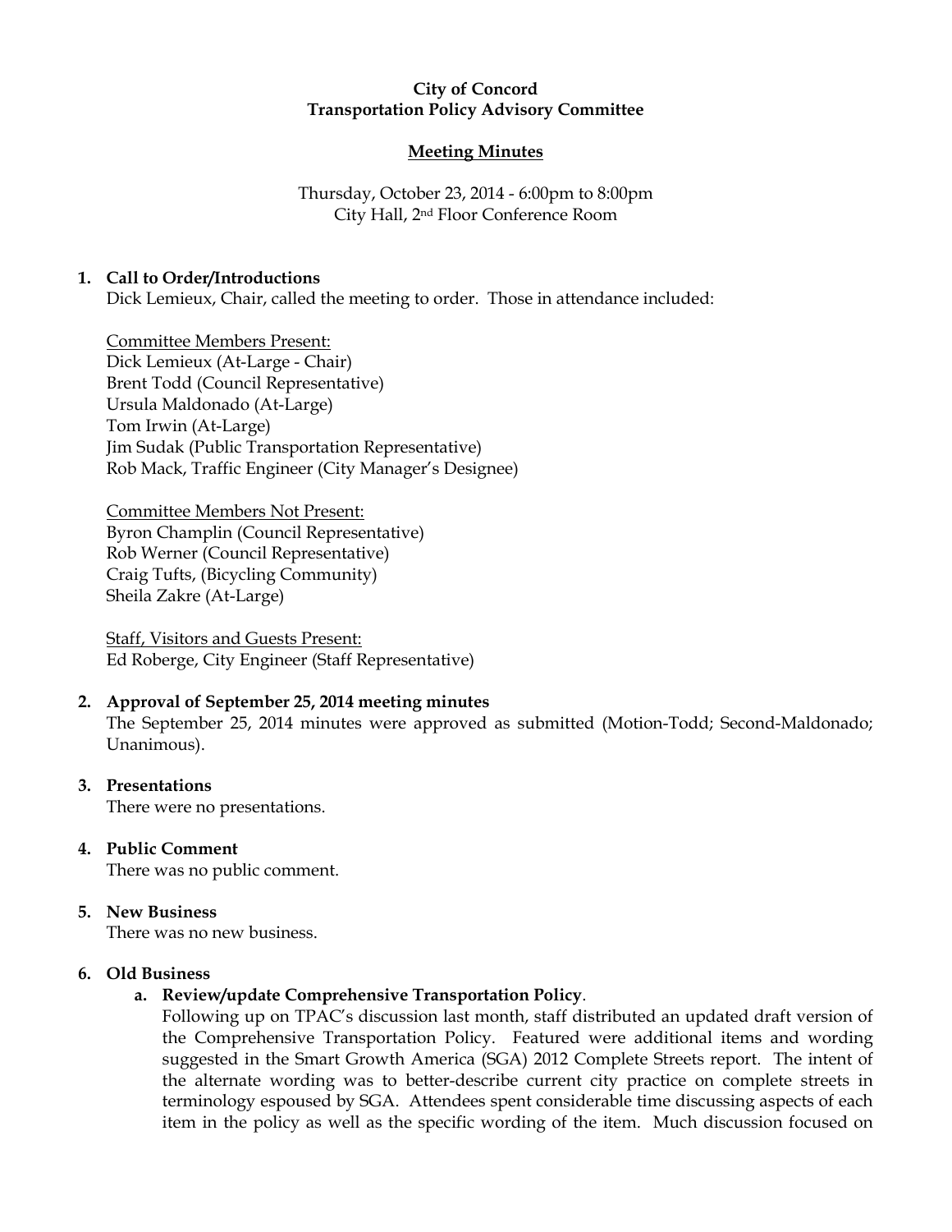**City of Concord**
**Transportation Policy Advisory Committee**

**Meeting Minutes**

Thursday, October 23, 2014 - 6:00pm to 8:00pm
City Hall, 2nd Floor Conference Room

1. **Call to Order/Introductions**
   Dick Lemieux, Chair, called the meeting to order. Those in attendance included:

   Committee Members Present:
   Dick Lemieux (At-Large - Chair)
   Brent Todd (Council Representative)
   Ursula Maldonado (At-Large)
   Tom Irwin (At-Large)
   Jim Sudak (Public Transportation Representative)
   Rob Mack, Traffic Engineer (City Manager's Designee)

   Committee Members Not Present:
   Byron Champlin (Council Representative)
   Rob Werner (Council Representative)
   Craig Tufts, (Bicycling Community)
   Sheila Zakre (At-Large)

   Staff, Visitors and Guests Present:
   Ed Roberge, City Engineer (Staff Representative)

2. **Approval of September 25, 2014 meeting minutes**
   The September 25, 2014 minutes were approved as submitted (Motion-Todd; Second-Maldonado; Unanimous).

3. **Presentations**
   There were no presentations.

4. **Public Comment**
   There was no public comment.

5. **New Business**
   There was no new business.

6. **Old Business**
   a. **Review/update Comprehensive Transportation Policy**.
      Following up on TPAC's discussion last month, staff distributed an updated draft version of the Comprehensive Transportation Policy. Featured were additional items and wording suggested in the Smart Growth America (SGA) 2012 Complete Streets report. The intent of the alternate wording was to better-describe current city practice on complete streets in terminology espoused by SGA. Attendees spent considerable time discussing aspects of each item in the policy as well as the specific wording of the item. Much discussion focused on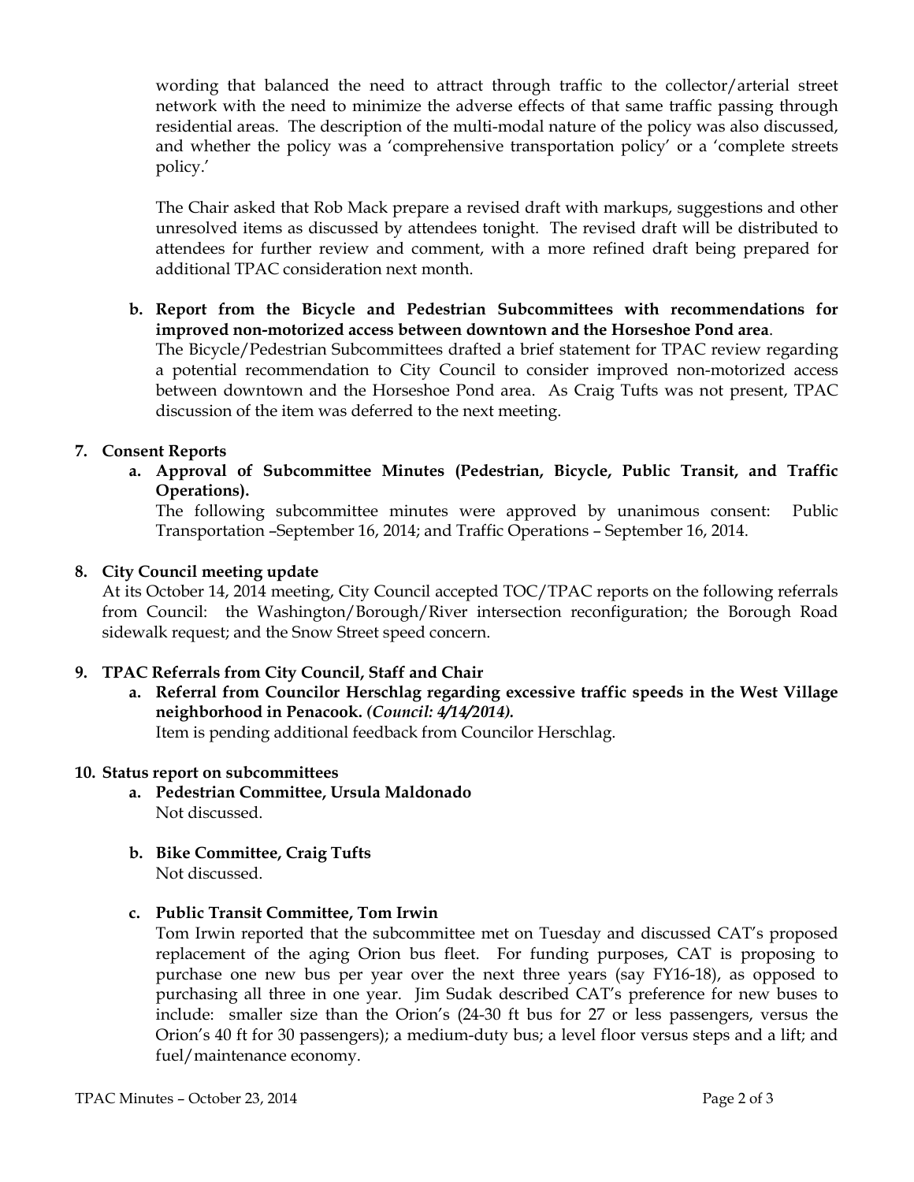wording that balanced the need to attract through traffic to the collector/arterial street network with the need to minimize the adverse effects of that same traffic passing through residential areas. The description of the multi-modal nature of the policy was also discussed, and whether the policy was a 'comprehensive transportation policy' or a 'complete streets policy.'

The Chair asked that Rob Mack prepare a revised draft with markups, suggestions and other unresolved items as discussed by attendees tonight. The revised draft will be distributed to attendees for further review and comment, with a more refined draft being prepared for additional TPAC consideration next month.

**b. Report from the Bicycle and Pedestrian Subcommittees with recommendations for improved non-motorized access between downtown and the Horseshoe Pond area.**
The Bicycle/Pedestrian Subcommittees drafted a brief statement for TPAC review regarding a potential recommendation to City Council to consider improved non-motorized access between downtown and the Horseshoe Pond area. As Craig Tufts was not present, TPAC discussion of the item was deferred to the next meeting.

**7. Consent Reports**

**a. Approval of Subcommittee Minutes (Pedestrian, Bicycle, Public Transit, and Traffic Operations).**
The following subcommittee minutes were approved by unanimous consent: Public Transportation –September 16, 2014; and Traffic Operations – September 16, 2014.

**8. City Council meeting update**

At its October 14, 2014 meeting, City Council accepted TOC/TPAC reports on the following referrals from Council: the Washington/Borough/River intersection reconfiguration; the Borough Road sidewalk request; and the Snow Street speed concern.

**9. TPAC Referrals from City Council, Staff and Chair**

**a. Referral from Councilor Herschlag regarding excessive traffic speeds in the West Village neighborhood in Penacook.** ***(Council: 4/14/2014).***
Item is pending additional feedback from Councilor Herschlag.

**10. Status report on subcommittees**

**a. Pedestrian Committee, Ursula Maldonado**
Not discussed.

**b. Bike Committee, Craig Tufts**
Not discussed.

**c. Public Transit Committee, Tom Irwin**
Tom Irwin reported that the subcommittee met on Tuesday and discussed CAT's proposed replacement of the aging Orion bus fleet. For funding purposes, CAT is proposing to purchase one new bus per year over the next three years (say FY16-18), as opposed to purchasing all three in one year. Jim Sudak described CAT's preference for new buses to include: smaller size than the Orion's (24-30 ft bus for 27 or less passengers, versus the Orion's 40 ft for 30 passengers); a medium-duty bus; a level floor versus steps and a lift; and fuel/maintenance economy.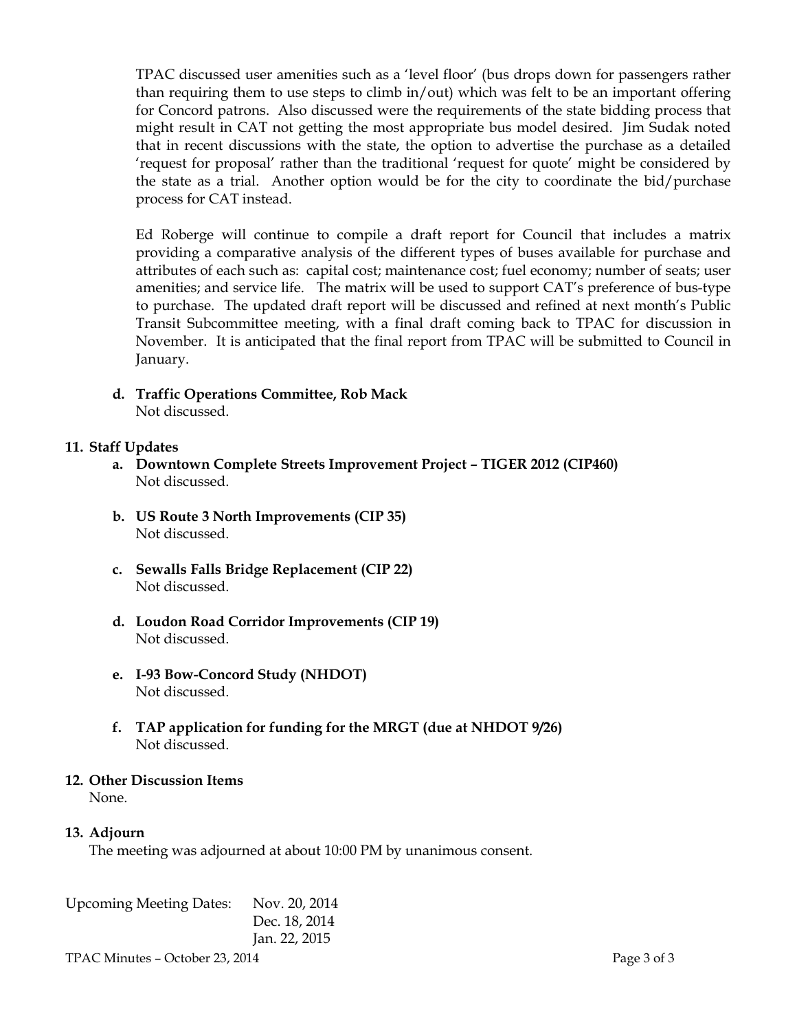TPAC discussed user amenities such as a 'level floor' (bus drops down for passengers rather than requiring them to use steps to climb in/out) which was felt to be an important offering for Concord patrons. Also discussed were the requirements of the state bidding process that might result in CAT not getting the most appropriate bus model desired. Jim Sudak noted that in recent discussions with the state, the option to advertise the purchase as a detailed 'request for proposal' rather than the traditional 'request for quote' might be considered by the state as a trial. Another option would be for the city to coordinate the bid/purchase process for CAT instead.

Ed Roberge will continue to compile a draft report for Council that includes a matrix providing a comparative analysis of the different types of buses available for purchase and attributes of each such as: capital cost; maintenance cost; fuel economy; number of seats; user amenities; and service life. The matrix will be used to support CAT's preference of bus-type to purchase. The updated draft report will be discussed and refined at next month's Public Transit Subcommittee meeting, with a final draft coming back to TPAC for discussion in November. It is anticipated that the final report from TPAC will be submitted to Council in January.

d. **Traffic Operations Committee, Rob Mack**
   Not discussed.

**11. Staff Updates**

a. **Downtown Complete Streets Improvement Project – TIGER 2012 (CIP460)**
   Not discussed.

b. **US Route 3 North Improvements (CIP 35)**
   Not discussed.

c. **Sewalls Falls Bridge Replacement (CIP 22)**
   Not discussed.

d. **Loudon Road Corridor Improvements (CIP 19)**
   Not discussed.

e. **I-93 Bow-Concord Study (NHDOT)**
   Not discussed.

f. **TAP application for funding for the MRGT (due at NHDOT 9/26)**
   Not discussed.

**12. Other Discussion Items**

None.

**13. Adjourn**

The meeting was adjourned at about 10:00 PM by unanimous consent.

Upcoming Meeting Dates: Nov. 20, 2014
Dec. 18, 2014
Jan. 22, 2015